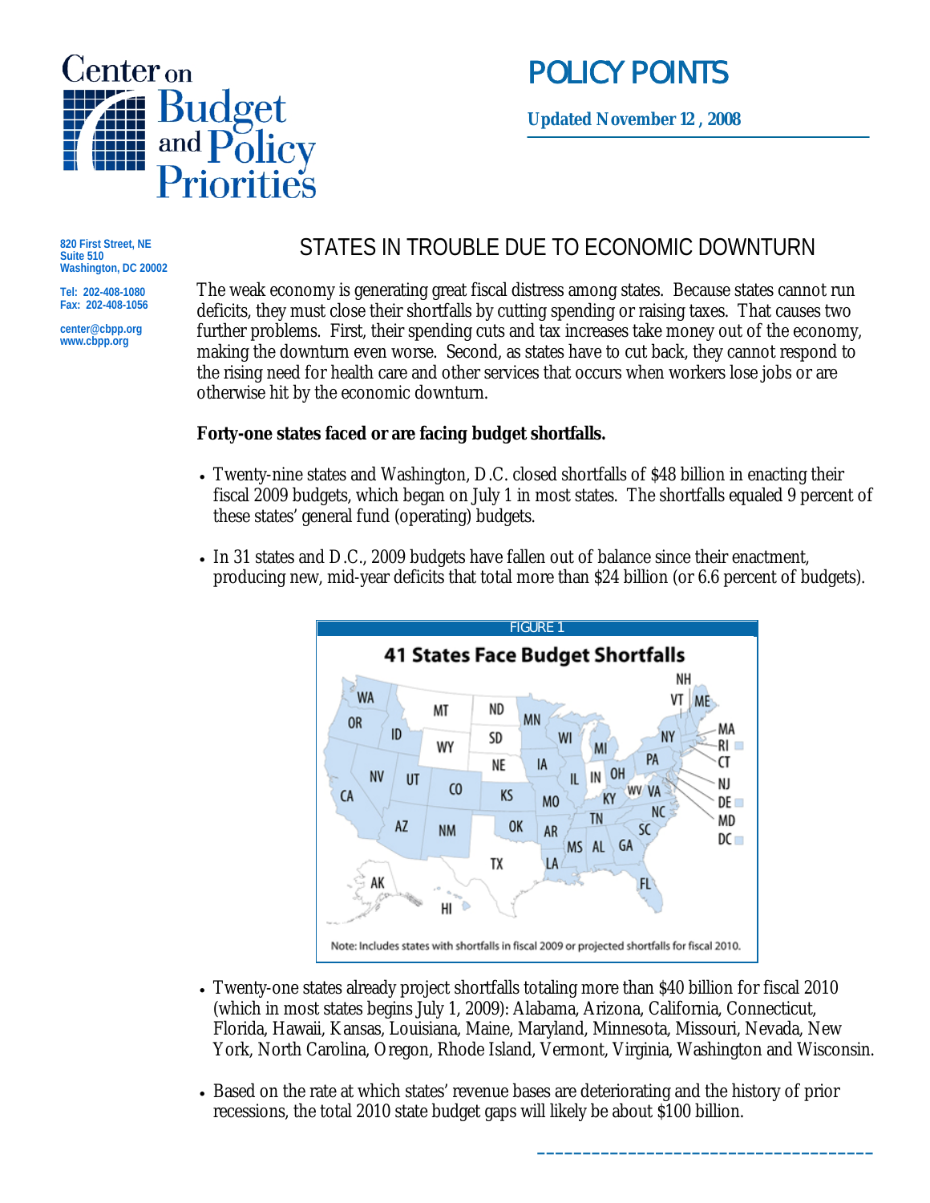# POLICY POINTS

**Updated November 12 , 2008**

820 First Street, NE
Suite 510
Washington, DC 20002

Tel: 202-408-1080
Fax: 202-408-1056

center@cbpp.org
www.cbpp.org

## STATES IN TROUBLE DUE TO ECONOMIC DOWNTURN

The weak economy is generating great fiscal distress among states. Because states cannot run deficits, they must close their shortfalls by cutting spending or raising taxes. That causes two further problems. First, their spending cuts and tax increases take money out of the economy, making the downturn even worse. Second, as states have to cut back, they cannot respond to the rising need for health care and other services that occurs when workers lose jobs or are otherwise hit by the economic downturn.

**Forty-one states faced or are facing budget shortfalls.**

- Twenty-nine states and Washington, D.C. closed shortfalls of $48 billion in enacting their fiscal 2009 budgets, which began on July 1 in most states. The shortfalls equaled 9 percent of these states' general fund (operating) budgets.
- In 31 states and D.C., 2009 budgets have fallen out of balance since their enactment, producing new, mid-year deficits that total more than $24 billion (or 6.6 percent of budgets).

FIGURE 1

**41 States Face Budget Shortfalls**

Note: Includes states with shortfalls in fiscal 2009 or projected shortfalls for fiscal 2010.

- Twenty-one states already project shortfalls totaling more than $40 billion for fiscal 2010 (which in most states begins July 1, 2009): Alabama, Arizona, California, Connecticut, Florida, Hawaii, Kansas, Louisiana, Maine, Maryland, Minnesota, Missouri, Nevada, New York, North Carolina, Oregon, Rhode Island, Vermont, Virginia, Washington and Wisconsin.
- Based on the rate at which states' revenue bases are deteriorating and the history of prior recessions, the total 2010 state budget gaps will likely be about $100 billion.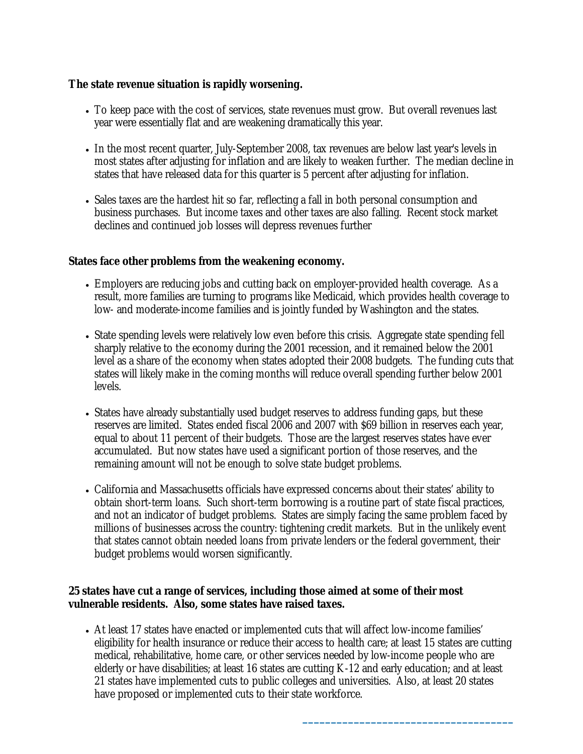**The state revenue situation is rapidly worsening.**

- To keep pace with the cost of services, state revenues must grow. But overall revenues last year were essentially flat and are weakening dramatically this year.
- In the most recent quarter, July-September 2008, tax revenues are below last year's levels in most states after adjusting for inflation and are likely to weaken further. The median decline in states that have released data for this quarter is 5 percent after adjusting for inflation.
- Sales taxes are the hardest hit so far, reflecting a fall in both personal consumption and business purchases. But income taxes and other taxes are also falling. Recent stock market declines and continued job losses will depress revenues further

**States face other problems from the weakening economy.**

- Employers are reducing jobs and cutting back on employer-provided health coverage. As a result, more families are turning to programs like Medicaid, which provides health coverage to low- and moderate-income families and is jointly funded by Washington and the states.
- State spending levels were relatively low even before this crisis. Aggregate state spending fell sharply relative to the economy during the 2001 recession, and it remained below the 2001 level as a share of the economy when states adopted their 2008 budgets. The funding cuts that states will likely make in the coming months will reduce overall spending further below 2001 levels.
- States have already substantially used budget reserves to address funding gaps, but these reserves are limited. States ended fiscal 2006 and 2007 with $69 billion in reserves each year, equal to about 11 percent of their budgets. Those are the largest reserves states have ever accumulated. But now states have used a significant portion of those reserves, and the remaining amount will not be enough to solve state budget problems.
- California and Massachusetts officials have expressed concerns about their states' ability to obtain short-term loans. Such short-term borrowing is a routine part of state fiscal practices, and not an indicator of budget problems. States are simply facing the same problem faced by millions of businesses across the country: tightening credit markets. But in the unlikely event that states cannot obtain needed loans from private lenders or the federal government, their budget problems would worsen significantly.

**25 states have cut a range of services, including those aimed at some of their most vulnerable residents. Also, some states have raised taxes.**

- At least 17 states have enacted or implemented cuts that will affect low-income families' eligibility for health insurance or reduce their access to health care; at least 15 states are cutting medical, rehabilitative, home care, or other services needed by low-income people who are elderly or have disabilities; at least 16 states are cutting K-12 and early education; and at least 21 states have implemented cuts to public colleges and universities. Also, at least 20 states have proposed or implemented cuts to their state workforce.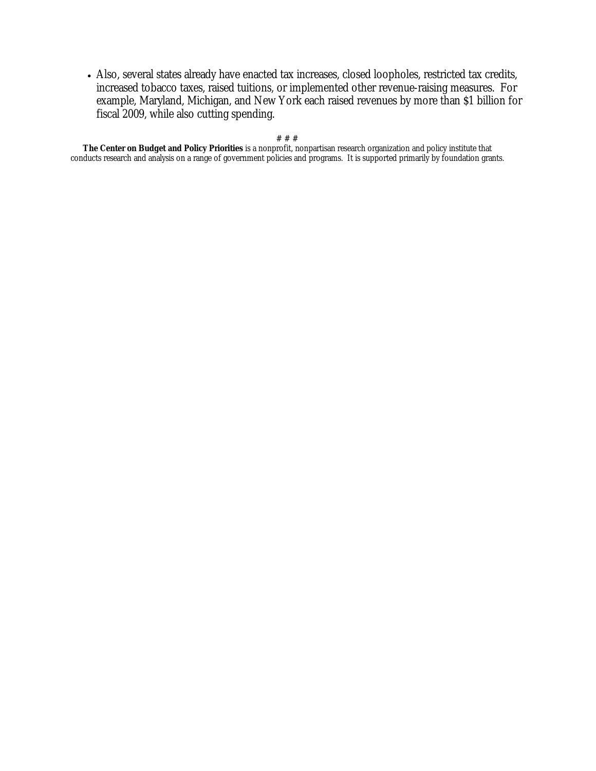- Also, several states already have enacted tax increases, closed loopholes, restricted tax credits, increased tobacco taxes, raised tuitions, or implemented other revenue-raising measures. For example, Maryland, Michigan, and New York each raised revenues by more than $1 billion for fiscal 2009, while also cutting spending.

# # #

**The Center on Budget and Policy Priorities** is a nonprofit, nonpartisan research organization and policy institute that conducts research and analysis on a range of government policies and programs. It is supported primarily by foundation grants.